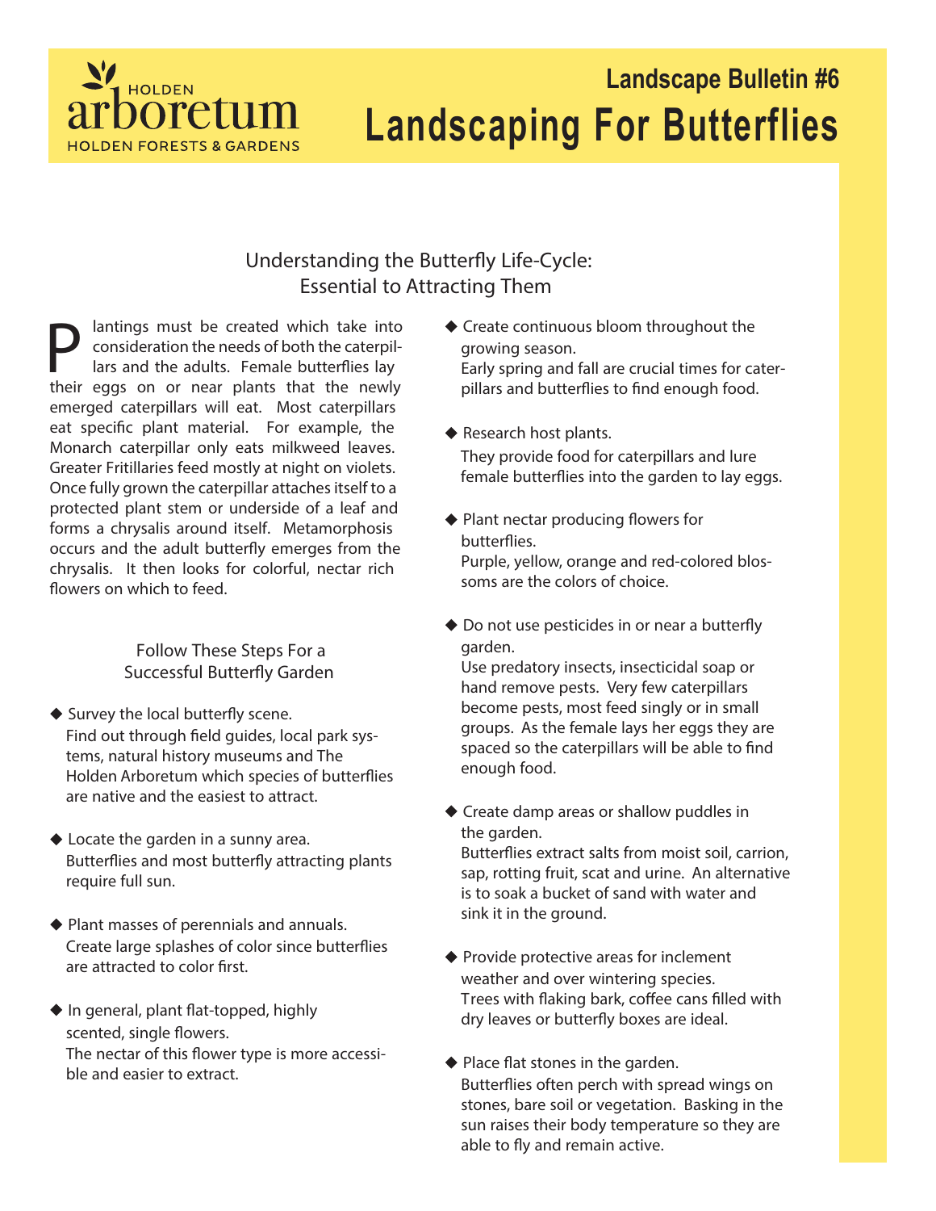HOLDEN arboretum
HOLDEN FORESTS & GARDENS

## Landscape Bulletin #6

# Landscaping For Butterflies

### Understanding the Butterfly Life-Cycle: Essential to Attracting Them

Plantings must be created which take into consideration the needs of both the caterpillars and the adults. Female butterflies lay their eggs on or near plants that the newly emerged caterpillars will eat. Most caterpillars eat specific plant material. For example, the Monarch caterpillar only eats milkweed leaves. Greater Fritillaries feed mostly at night on violets. Once fully grown the caterpillar attaches itself to a protected plant stem or underside of a leaf and forms a chrysalis around itself. Metamorphosis occurs and the adult butterfly emerges from the chrysalis. It then looks for colorful, nectar rich flowers on which to feed.

### Follow These Steps For a Successful Butterfly Garden

- Survey the local butterfly scene.
  Find out through field guides, local park systems, natural history museums and The Holden Arboretum which species of butterflies are native and the easiest to attract.

- Locate the garden in a sunny area.
  Butterflies and most butterfly attracting plants require full sun.

- Plant masses of perennials and annuals.
  Create large splashes of color since butterflies are attracted to color first.

- In general, plant flat-topped, highly scented, single flowers.
  The nectar of this flower type is more accessible and easier to extract.

- Create continuous bloom throughout the growing season.
  Early spring and fall are crucial times for caterpillars and butterflies to find enough food.

- Research host plants.
  They provide food for caterpillars and lure female butterflies into the garden to lay eggs.

- Plant nectar producing flowers for butterflies.
  Purple, yellow, orange and red-colored blossoms are the colors of choice.

- Do not use pesticides in or near a butterfly garden.
  Use predatory insects, insecticidal soap or hand remove pests. Very few caterpillars become pests, most feed singly or in small groups. As the female lays her eggs they are spaced so the caterpillars will be able to find enough food.

- Create damp areas or shallow puddles in the garden.
  Butterflies extract salts from moist soil, carrion, sap, rotting fruit, scat and urine. An alternative is to soak a bucket of sand with water and sink it in the ground.

- Provide protective areas for inclement weather and over wintering species.
  Trees with flaking bark, coffee cans filled with dry leaves or butterfly boxes are ideal.

- Place flat stones in the garden.
  Butterflies often perch with spread wings on stones, bare soil or vegetation. Basking in the sun raises their body temperature so they are able to fly and remain active.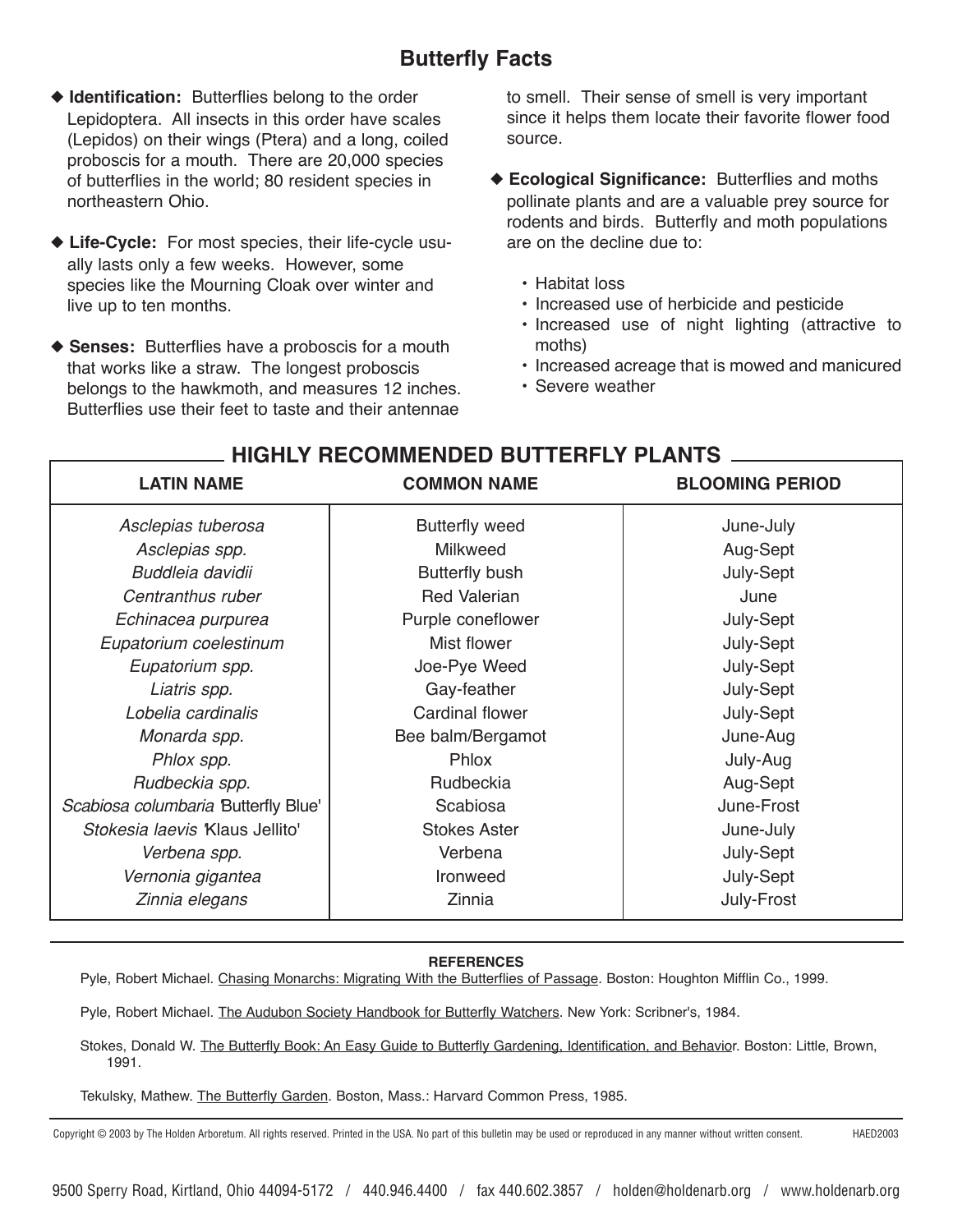## Butterfly Facts

- **Identification:** Butterflies belong to the order Lepidoptera. All insects in this order have scales (Lepidos) on their wings (Ptera) and a long, coiled proboscis for a mouth. There are 20,000 species of butterflies in the world; 80 resident species in northeastern Ohio.

- **Life-Cycle:** For most species, their life-cycle usually lasts only a few weeks. However, some species like the Mourning Cloak over winter and live up to ten months.

- **Senses:** Butterflies have a proboscis for a mouth that works like a straw. The longest proboscis belongs to the hawkmoth, and measures 12 inches. Butterflies use their feet to taste and their antennae to smell. Their sense of smell is very important since it helps them locate their favorite flower food source.

- **Ecological Significance:** Butterflies and moths pollinate plants and are a valuable prey source for rodents and birds. Butterfly and moth populations are on the decline due to:
  - Habitat loss
  - Increased use of herbicide and pesticide
  - Increased use of night lighting (attractive to moths)
  - Increased acreage that is mowed and manicured
  - Severe weather

## HIGHLY RECOMMENDED BUTTERFLY PLANTS

| LATIN NAME | COMMON NAME | BLOOMING PERIOD |
|---|---|---|
| *Asclepias tuberosa* | Butterfly weed | June-July |
| *Asclepias spp.* | Milkweed | Aug-Sept |
| *Buddleia davidii* | Butterfly bush | July-Sept |
| *Centranthus ruber* | Red Valerian | June |
| *Echinacea purpurea* | Purple coneflower | July-Sept |
| *Eupatorium coelestinum* | Mist flower | July-Sept |
| *Eupatorium spp.* | Joe-Pye Weed | July-Sept |
| *Liatris spp.* | Gay-feather | July-Sept |
| *Lobelia cardinalis* | Cardinal flower | July-Sept |
| *Monarda spp.* | Bee balm/Bergamot | June-Aug |
| *Phlox spp.* | Phlox | July-Aug |
| *Rudbeckia spp.* | Rudbeckia | Aug-Sept |
| *Scabiosa columbaria* 'Butterfly Blue' | Scabiosa | June-Frost |
| *Stokesia laevis* 'Klaus Jellito' | Stokes Aster | June-July |
| *Verbena spp.* | Verbena | July-Sept |
| *Vernonia gigantea* | Ironweed | July-Sept |
| *Zinnia elegans* | Zinnia | July-Frost |

**REFERENCES**

Pyle, Robert Michael. Chasing Monarchs: Migrating With the Butterflies of Passage. Boston: Houghton Mifflin Co., 1999.

Pyle, Robert Michael. The Audubon Society Handbook for Butterfly Watchers. New York: Scribner's, 1984.

Stokes, Donald W. The Butterfly Book: An Easy Guide to Butterfly Gardening, Identification, and Behavior. Boston: Little, Brown, 1991.

Tekulsky, Mathew. The Butterfly Garden. Boston, Mass.: Harvard Common Press, 1985.

Copyright © 2003 by The Holden Arboretum. All rights reserved. Printed in the USA. No part of this bulletin may be used or reproduced in any manner without written consent. HAED2003

9500 Sperry Road, Kirtland, Ohio 44094-5172 / 440.946.4400 / fax 440.602.3857 / holden@holdenarb.org / www.holdenarb.org